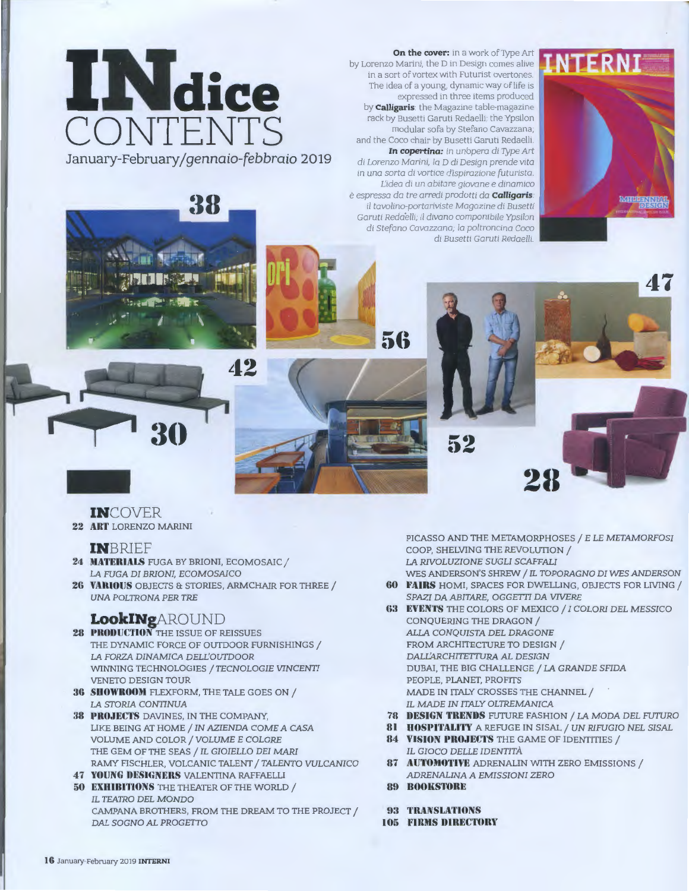# INdice CONTENTS

January-February/*gennaio-febbraio* 2019

**On the cover:** in a work of Type Art by Lorenzo Marini, the D in Design comes alive in a sort of vortex with Futurist overtones. The idea of a young, dynamic way of life is expressed in three items produced by **Calligaris**: the Magazine table-magazine rack by Busetti Garuti Redaelli; the Ypsilon modular sofa by Stefano Cavazzana; and the Coco chair by Busetti Garuti Redaelli.

***In copertina:*** *in un'opera di Type Art di Lorenzo Marini, la D di Design prende vita in una sorta di vortice d'ispirazione futurista. L'idea di un abitare giovane e dinamico è espressa da tre arredi prodotti da* ***Calligaris****: il tavolino-portariviste Magazine di Busetti Garuti Redaelli; il divano componibile Ypsilon di Stefano Cavazzana; la poltroncina Coco di Busetti Garuti Redaelli.*

38

56

47

42

30

52

28

## INCOVER

**22 ART** LORENZO MARINI

## INBRIEF

**24 MATERIALS** FUGA BY BRIONI, ECOMOSAIC / *LA FUGA DI BRIONI, ECOMOSAICO*

**26 VARIOUS** OBJECTS & STORIES, ARMCHAIR FOR THREE / *UNA POLTRONA PER TRE*

## LookINgAROUND

**28 PRODUCTION** THE ISSUE OF REISSUES
THE DYNAMIC FORCE OF OUTDOOR FURNISHINGS / *LA FORZA DINAMICA DELL'OUTDOOR*
WINNING TECHNOLOGIES / *TECNOLOGIE VINCENTI*
VENETO DESIGN TOUR

**36 SHOWROOM** FLEXFORM, THE TALE GOES ON / *LA STORIA CONTINUA*

**38 PROJECTS** DAVINES, IN THE COMPANY, LIKE BEING AT HOME / *IN AZIENDA COME A CASA*
VOLUME AND COLOR / *VOLUME E COLORE*
THE GEM OF THE SEAS / *IL GIOIELLO DEI MARI*
RAMY FISCHLER, VOLCANIC TALENT / *TALENTO VULCANICO*

**47 YOUNG DESIGNERS** VALENTINA RAFFAELLI

**50 EXHIBITIONS** THE THEATER OF THE WORLD / *IL TEATRO DEL MONDO*
CAMPANA BROTHERS, FROM THE DREAM TO THE PROJECT / *DAL SOGNO AL PROGETTO*
PICASSO AND THE METAMORPHOSES / *E LE METAMORFOSI*
COOP, SHELVING THE REVOLUTION / *LA RIVOLUZIONE SUGLI SCAFFALI*
WES ANDERSON'S SHREW / *IL TOPORAGNO DI WES ANDERSON*

**60 FAIRS** HOMI, SPACES FOR DWELLING, OBJECTS FOR LIVING / *SPAZI DA ABITARE, OGGETTI DA VIVERE*

**63 EVENTS** THE COLORS OF MEXICO / *I COLORI DEL MESSICO*
CONQUERING THE DRAGON / *ALLA CONQUISTA DEL DRAGONE*
FROM ARCHITECTURE TO DESIGN / *DALL'ARCHITETTURA AL DESIGN*
DUBAI, THE BIG CHALLENGE / *LA GRANDE SFIDA*
PEOPLE, PLANET, PROFITS
MADE IN ITALY CROSSES THE CHANNEL / *IL MADE IN ITALY OLTREMANICA*

**78 DESIGN TRENDS** FUTURE FASHION / *LA MODA DEL FUTURO*

**81 HOSPITALITY** A REFUGE IN SISAL / *UN RIFUGIO NEL SISAL*

**84 VISION PROJECTS** THE GAME OF IDENTITIES / *IL GIOCO DELLE IDENTITÀ*

**87 AUTOMOTIVE** ADRENALIN WITH ZERO EMISSIONS / *ADRENALINA A EMISSIONI ZERO*

**89 BOOKSTORE**

**93 TRANSLATIONS**

**105 FIRMS DIRECTORY**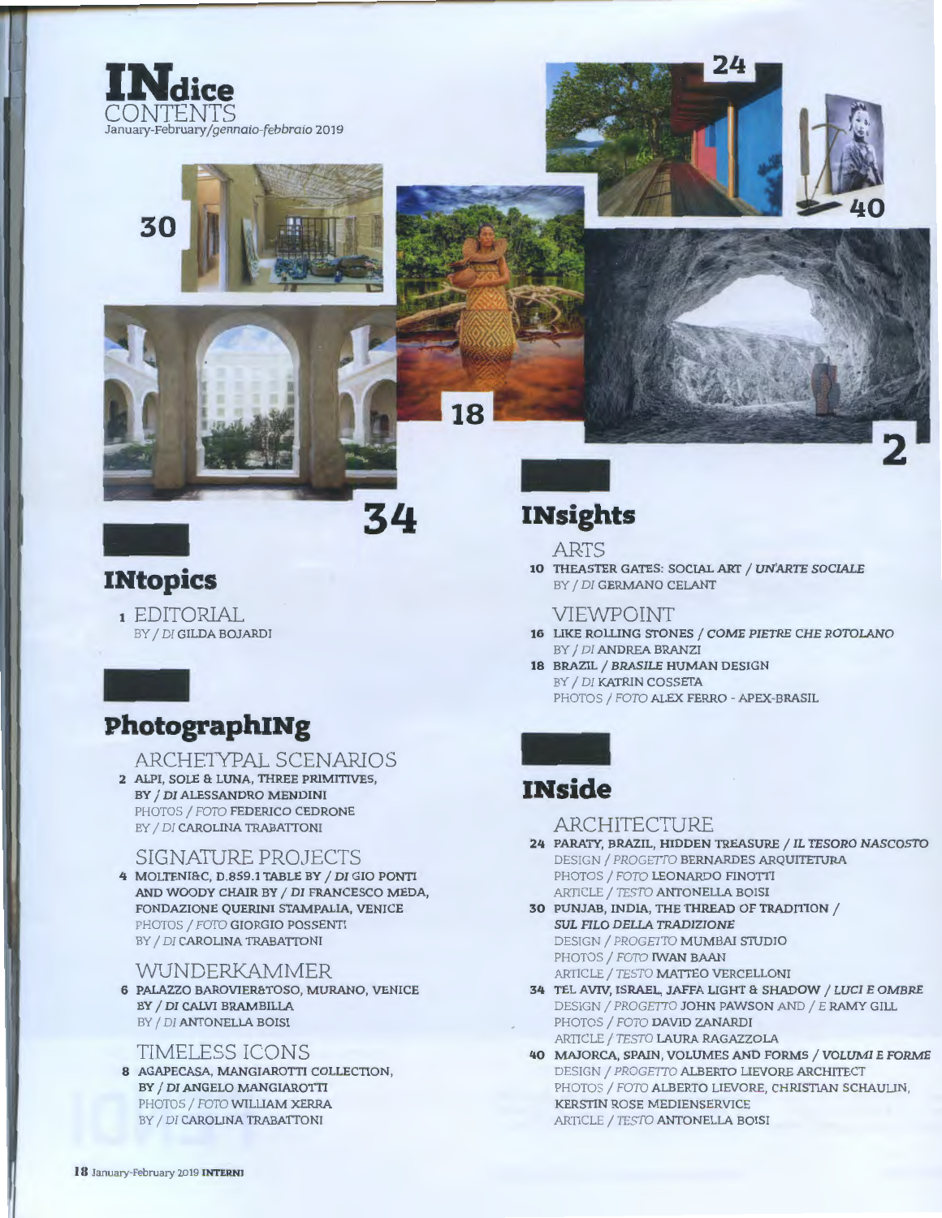# INdice
## CONTENTS
January-February/*gennaio-febbraio* 2019

30

18

24

40

2

34

## INtopics

1 EDITORIAL
BY / *DI* GILDA BOJARDI

## PhotographINg

### ARCHETYPAL SCENARIOS

**2 ALPI, SOLE & LUNA, THREE PRIMITIVES, BY / *DI* ALESSANDRO MENDINI**
PHOTOS / *FOTO* FEDERICO CEDRONE
BY / *DI* CAROLINA TRABATTONI

### SIGNATURE PROJECTS

**4 MOLTENI&C, D.859.1 TABLE BY / *DI* GIO PONTI AND WOODY CHAIR BY / *DI* FRANCESCO MEDA, FONDAZIONE QUERINI STAMPALIA, VENICE**
PHOTOS / *FOTO* GIORGIO POSSENTI
BY / *DI* CAROLINA TRABATTONI

### WUNDERKAMMER

**6 PALAZZO BAROVIER&TOSO, MURANO, VENICE BY / *DI* CALVI BRAMBILLA**
BY / *DI* ANTONELLA BOISI

### TIMELESS ICONS

**8 AGAPECASA, MANGIAROTTI COLLECTION, BY / *DI* ANGELO MANGIAROTTI**
PHOTOS / *FOTO* WILLIAM XERRA
BY / *DI* CAROLINA TRABATTONI

## INsights

### ARTS

**10 THEASTER GATES: SOCIAL ART / *UN'ARTE SOCIALE***
BY / *DI* GERMANO CELANT

### VIEWPOINT

**16 LIKE ROLLING STONES / *COME PIETRE CHE ROTOLANO***
BY / *DI* ANDREA BRANZI

**18 BRAZIL / *BRASILE* HUMAN DESIGN**
BY / *DI* KATRIN COSSETA
PHOTOS / *FOTO* ALEX FERRO - APEX-BRASIL

## INside

### ARCHITECTURE

**24 PARATY, BRAZIL, HIDDEN TREASURE / *IL TESORO NASCOSTO***
DESIGN / *PROGETTO* BERNARDES ARQUITETURA
PHOTOS / *FOTO* LEONARDO FINOTTI
ARTICLE / *TESTO* ANTONELLA BOISI

**30 PUNJAB, INDIA, THE THREAD OF TRADITION / *SUL FILO DELLA TRADIZIONE***
DESIGN / *PROGETTO* MUMBAI STUDIO
PHOTOS / *FOTO* IWAN BAAN
ARTICLE / *TESTO* MATTEO VERCELLONI

**34 TEL AVIV, ISRAEL, JAFFA LIGHT & SHADOW / *LUCI E OMBRE***
DESIGN / *PROGETTO* JOHN PAWSON AND / *E* RAMY GILL
PHOTOS / *FOTO* DAVID ZANARDI
ARTICLE / *TESTO* LAURA RAGAZZOLA

**40 MAJORCA, SPAIN, VOLUMES AND FORMS / *VOLUMI E FORME***
DESIGN / *PROGETTO* ALBERTO LIEVORE ARCHITECT
PHOTOS / *FOTO* ALBERTO LIEVORE, CHRISTIAN SCHAULIN, KERSTIN ROSE MEDIENSERVICE
ARTICLE / *TESTO* ANTONELLA BOISI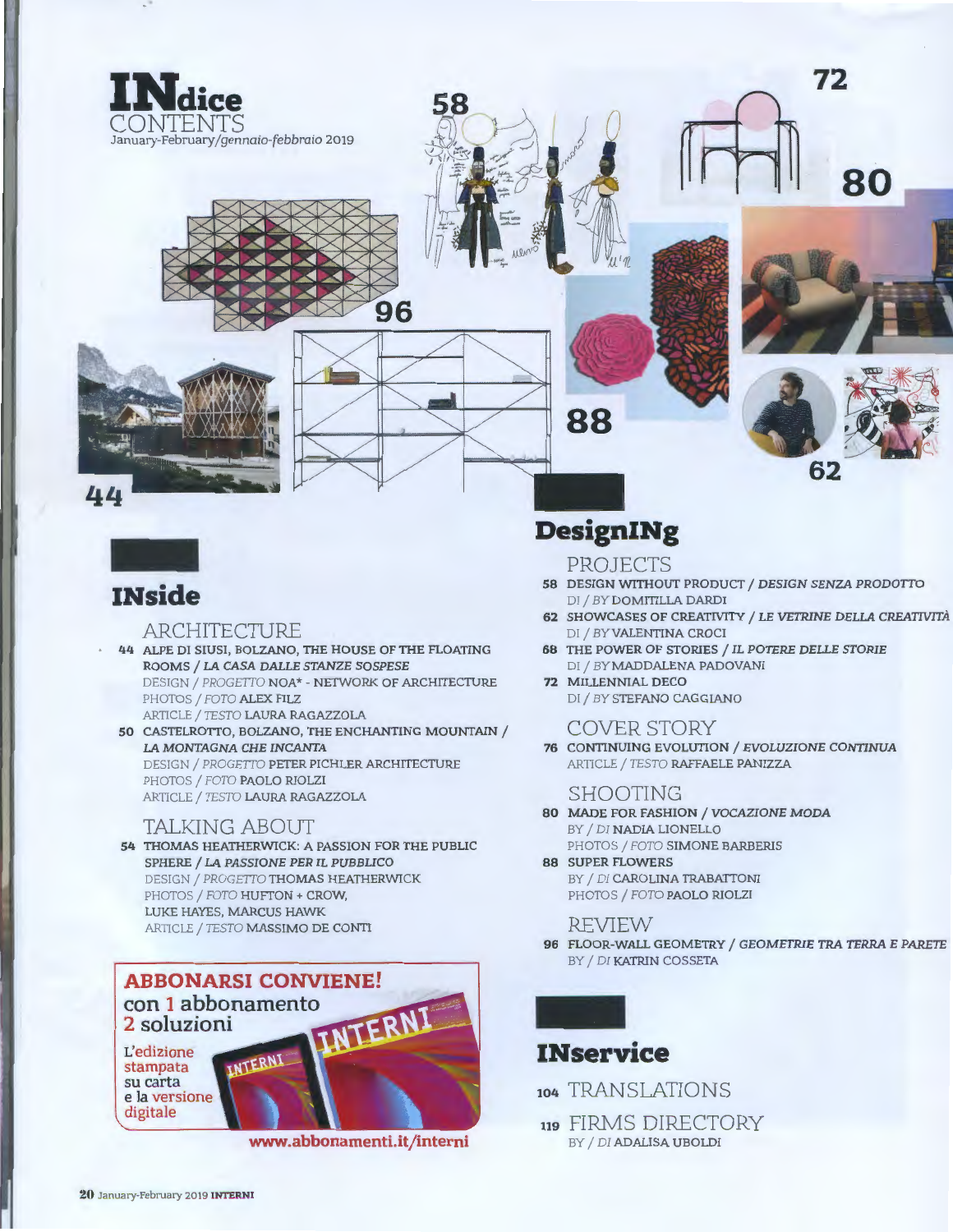# INdice
CONTENTS
January-February/*gennaio-febbraio* 2019

## INside

### ARCHITECTURE

**44** **ALPE DI SIUSI, BOLZANO, THE HOUSE OF THE FLOATING ROOMS / *LA CASA DALLE STANZE SOSPESE***
DESIGN / *PROGETTO* **NOA* - NETWORK OF ARCHITECTURE**
PHOTOS / *FOTO* **ALEX FILZ**
ARTICLE / *TESTO* **LAURA RAGAZZOLA**

**50** **CASTELROTTO, BOLZANO, THE ENCHANTING MOUNTAIN / *LA MONTAGNA CHE INCANTA***
DESIGN / *PROGETTO* **PETER PICHLER ARCHITECTURE**
PHOTOS / *FOTO* **PAOLO RIOLZI**
ARTICLE / *TESTO* **LAURA RAGAZZOLA**

### TALKING ABOUT

**54** **THOMAS HEATHERWICK: A PASSION FOR THE PUBLIC SPHERE / *LA PASSIONE PER IL PUBBLICO***
DESIGN / *PROGETTO* **THOMAS HEATHERWICK**
PHOTOS / *FOTO* **HUFTON + CROW, LUKE HAYES, MARCUS HAWK**
ARTICLE / *TESTO* **MASSIMO DE CONTI**

**ABBONARSI CONVIENE!**
con 1 abbonamento
2 soluzioni
L'edizione stampata su carta e la versione digitale
**www.abbonamenti.it/interni**

## DesignINg

### PROJECTS

**58** **DESIGN WITHOUT PRODUCT / *DESIGN SENZA PRODOTTO***
DI / *BY* **DOMITILLA DARDI**

**62** **SHOWCASES OF CREATIVITY / *LE VETRINE DELLA CREATIVITÀ***
DI / *BY* **VALENTINA CROCI**

**68** **THE POWER OF STORIES / *IL POTERE DELLE STORIE***
DI / *BY* **MADDALENA PADOVANI**

**72** **MILLENNIAL DECO**
DI / *BY* **STEFANO CAGGIANO**

### COVER STORY

**76** **CONTINUING EVOLUTION / *EVOLUZIONE CONTINUA***
ARTICLE / *TESTO* **RAFFAELE PANIZZA**

### SHOOTING

**80** **MADE FOR FASHION / *VOCAZIONE MODA***
BY / *DI* **NADIA LIONELLO**
PHOTOS / *FOTO* **SIMONE BARBERIS**

**88** **SUPER FLOWERS**
BY / *DI* **CAROLINA TRABATTONI**
PHOTOS / *FOTO* **PAOLO RIOLZI**

### REVIEW

**96** **FLOOR-WALL GEOMETRY / *GEOMETRIE TRA TERRA E PARETE***
BY / *DI* **KATRIN COSSETA**

## INservice

**104** TRANSLATIONS

**119** FIRMS DIRECTORY
BY / *DI* **ADALISA UBOLDI**